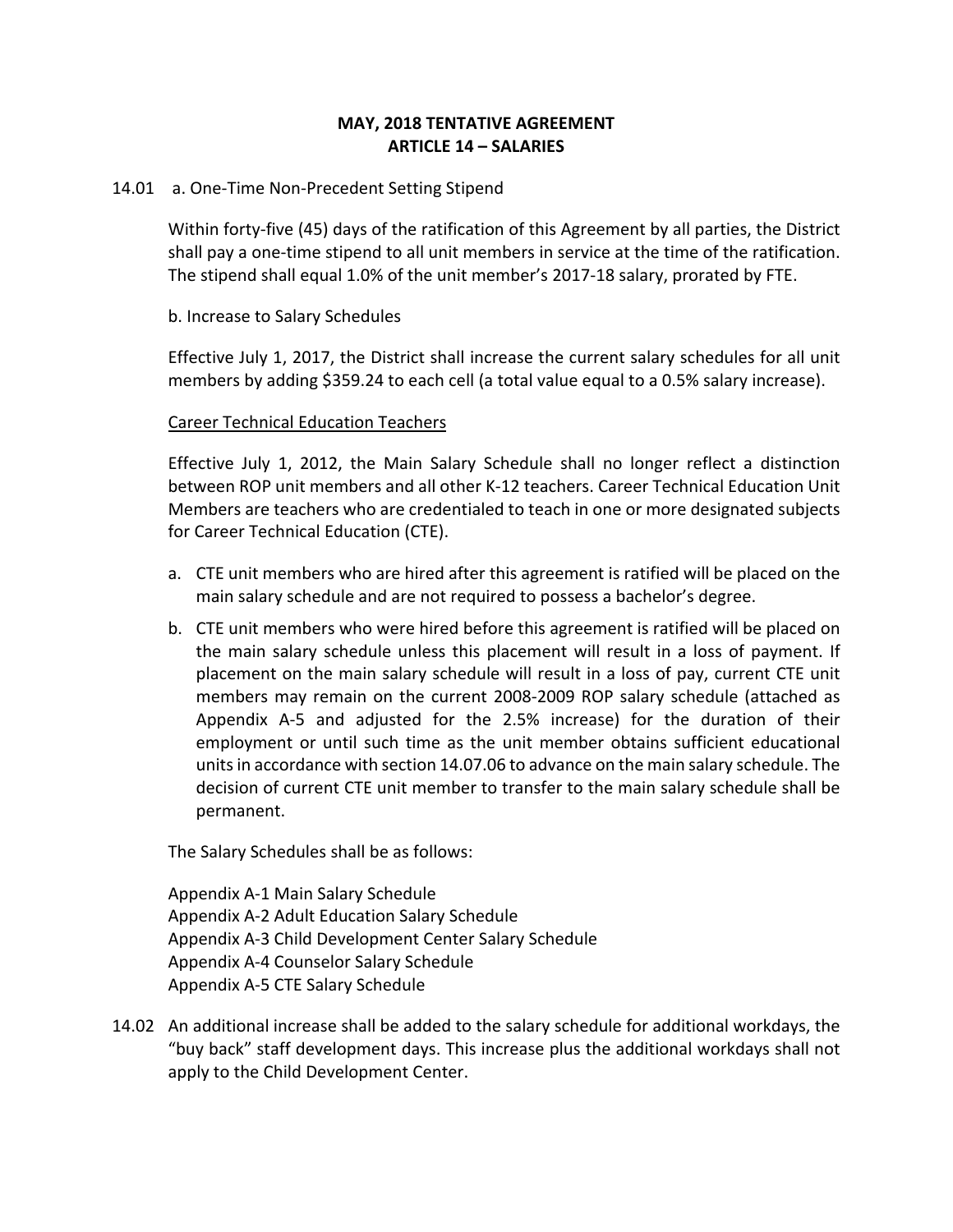# MAY, 2018 TENTATIVE AGREEMENT
# ARTICLE 14 – SALARIES

14.01 a. One-Time Non-Precedent Setting Stipend

Within forty-five (45) days of the ratification of this Agreement by all parties, the District shall pay a one-time stipend to all unit members in service at the time of the ratification. The stipend shall equal 1.0% of the unit member's 2017-18 salary, prorated by FTE.

b. Increase to Salary Schedules

Effective July 1, 2017, the District shall increase the current salary schedules for all unit members by adding $359.24 to each cell (a total value equal to a 0.5% salary increase).

<u>Career Technical Education Teachers</u>

Effective July 1, 2012, the Main Salary Schedule shall no longer reflect a distinction between ROP unit members and all other K-12 teachers. Career Technical Education Unit Members are teachers who are credentialed to teach in one or more designated subjects for Career Technical Education (CTE).

a. CTE unit members who are hired after this agreement is ratified will be placed on the main salary schedule and are not required to possess a bachelor's degree.

b. CTE unit members who were hired before this agreement is ratified will be placed on the main salary schedule unless this placement will result in a loss of payment. If placement on the main salary schedule will result in a loss of pay, current CTE unit members may remain on the current 2008-2009 ROP salary schedule (attached as Appendix A-5 and adjusted for the 2.5% increase) for the duration of their employment or until such time as the unit member obtains sufficient educational units in accordance with section 14.07.06 to advance on the main salary schedule. The decision of current CTE unit member to transfer to the main salary schedule shall be permanent.

The Salary Schedules shall be as follows:

Appendix A-1 Main Salary Schedule
Appendix A-2 Adult Education Salary Schedule
Appendix A-3 Child Development Center Salary Schedule
Appendix A-4 Counselor Salary Schedule
Appendix A-5 CTE Salary Schedule

14.02 An additional increase shall be added to the salary schedule for additional workdays, the "buy back" staff development days. This increase plus the additional workdays shall not apply to the Child Development Center.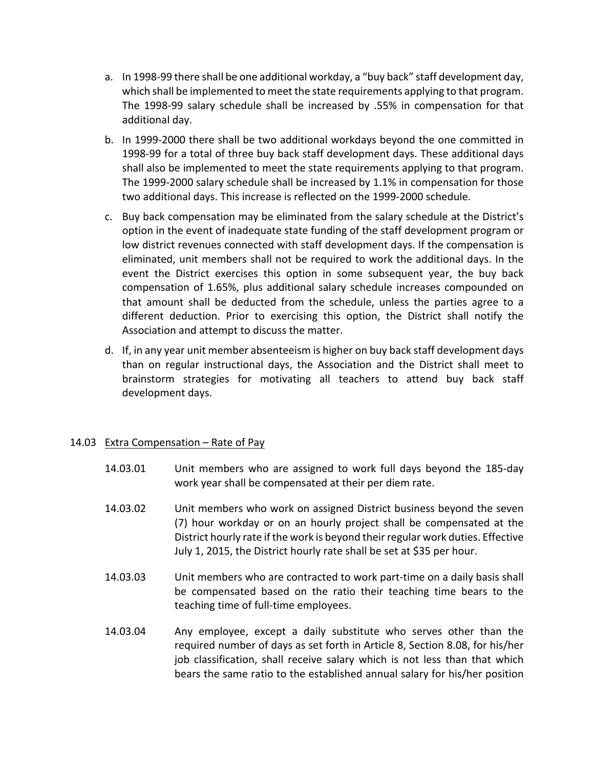a. In 1998-99 there shall be one additional workday, a "buy back" staff development day, which shall be implemented to meet the state requirements applying to that program. The 1998-99 salary schedule shall be increased by .55% in compensation for that additional day.

b. In 1999-2000 there shall be two additional workdays beyond the one committed in 1998-99 for a total of three buy back staff development days. These additional days shall also be implemented to meet the state requirements applying to that program. The 1999-2000 salary schedule shall be increased by 1.1% in compensation for those two additional days. This increase is reflected on the 1999-2000 schedule.

c. Buy back compensation may be eliminated from the salary schedule at the District's option in the event of inadequate state funding of the staff development program or low district revenues connected with staff development days. If the compensation is eliminated, unit members shall not be required to work the additional days. In the event the District exercises this option in some subsequent year, the buy back compensation of 1.65%, plus additional salary schedule increases compounded on that amount shall be deducted from the schedule, unless the parties agree to a different deduction. Prior to exercising this option, the District shall notify the Association and attempt to discuss the matter.

d. If, in any year unit member absenteeism is higher on buy back staff development days than on regular instructional days, the Association and the District shall meet to brainstorm strategies for motivating all teachers to attend buy back staff development days.

14.03 Extra Compensation – Rate of Pay

14.03.01 Unit members who are assigned to work full days beyond the 185-day work year shall be compensated at their per diem rate.

14.03.02 Unit members who work on assigned District business beyond the seven (7) hour workday or on an hourly project shall be compensated at the District hourly rate if the work is beyond their regular work duties. Effective July 1, 2015, the District hourly rate shall be set at $35 per hour.

14.03.03 Unit members who are contracted to work part-time on a daily basis shall be compensated based on the ratio their teaching time bears to the teaching time of full-time employees.

14.03.04 Any employee, except a daily substitute who serves other than the required number of days as set forth in Article 8, Section 8.08, for his/her job classification, shall receive salary which is not less than that which bears the same ratio to the established annual salary for his/her position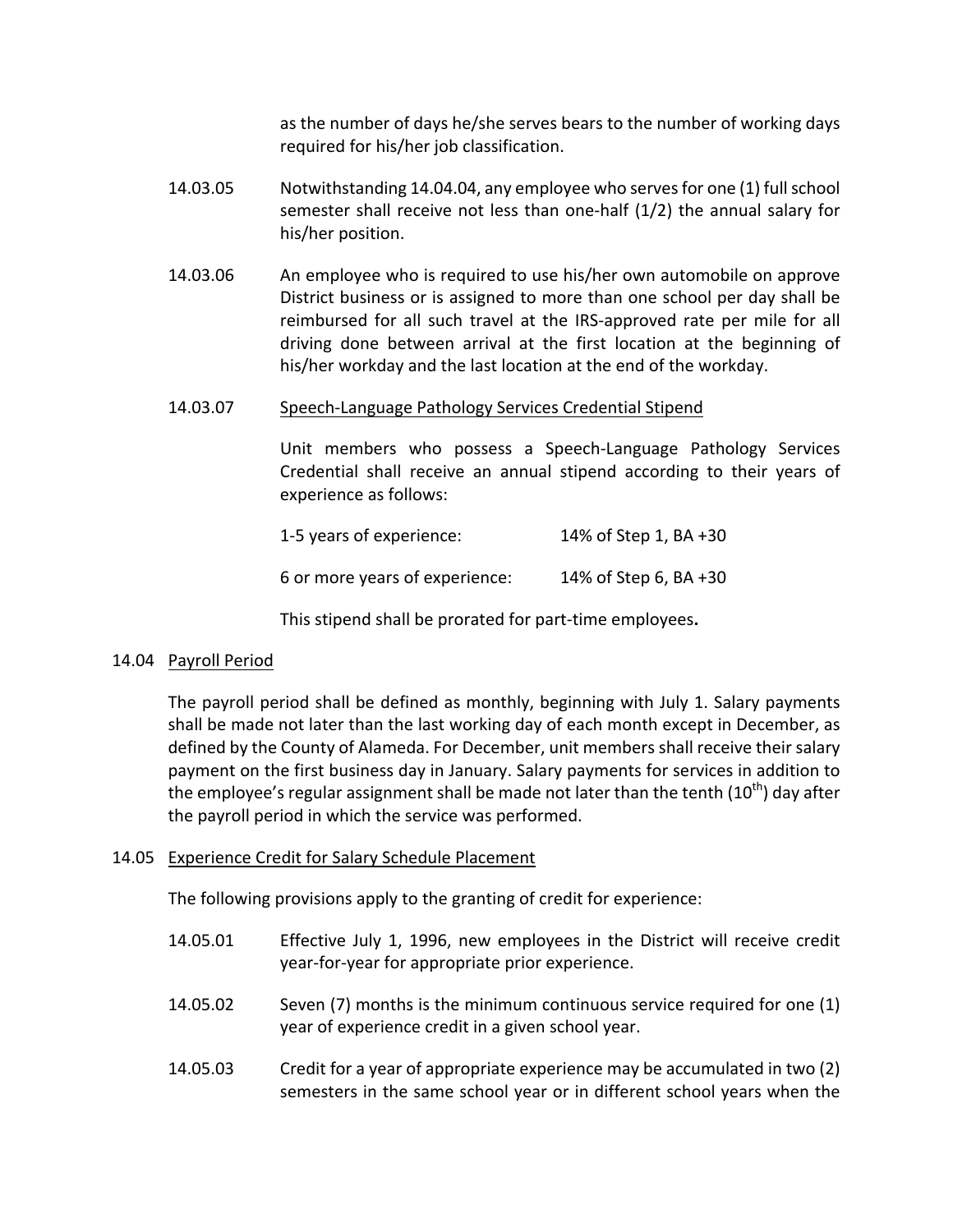as the number of days he/she serves bears to the number of working days required for his/her job classification.

14.03.05 Notwithstanding 14.04.04, any employee who serves for one (1) full school semester shall receive not less than one-half (1/2) the annual salary for his/her position.

14.03.06 An employee who is required to use his/her own automobile on approve District business or is assigned to more than one school per day shall be reimbursed for all such travel at the IRS-approved rate per mile for all driving done between arrival at the first location at the beginning of his/her workday and the last location at the end of the workday.

14.03.07 Speech-Language Pathology Services Credential Stipend

Unit members who possess a Speech-Language Pathology Services Credential shall receive an annual stipend according to their years of experience as follows:

| | |
|---|---|
| 1-5 years of experience: | 14% of Step 1, BA +30 |
| 6 or more years of experience: | 14% of Step 6, BA +30 |

This stipend shall be prorated for part-time employees**.**

## 14.04 Payroll Period

The payroll period shall be defined as monthly, beginning with July 1. Salary payments shall be made not later than the last working day of each month except in December, as defined by the County of Alameda. For December, unit members shall receive their salary payment on the first business day in January. Salary payments for services in addition to the employee's regular assignment shall be made not later than the tenth (10th) day after the payroll period in which the service was performed.

## 14.05 Experience Credit for Salary Schedule Placement

The following provisions apply to the granting of credit for experience:

14.05.01 Effective July 1, 1996, new employees in the District will receive credit year-for-year for appropriate prior experience.

14.05.02 Seven (7) months is the minimum continuous service required for one (1) year of experience credit in a given school year.

14.05.03 Credit for a year of appropriate experience may be accumulated in two (2) semesters in the same school year or in different school years when the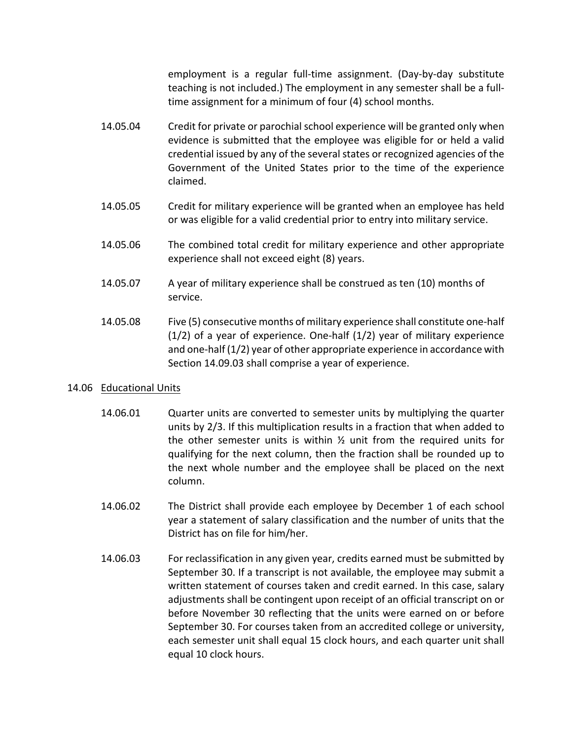employment is a regular full-time assignment. (Day-by-day substitute teaching is not included.) The employment in any semester shall be a full-time assignment for a minimum of four (4) school months.

14.05.04 Credit for private or parochial school experience will be granted only when evidence is submitted that the employee was eligible for or held a valid credential issued by any of the several states or recognized agencies of the Government of the United States prior to the time of the experience claimed.

14.05.05 Credit for military experience will be granted when an employee has held or was eligible for a valid credential prior to entry into military service.

14.05.06 The combined total credit for military experience and other appropriate experience shall not exceed eight (8) years.

14.05.07 A year of military experience shall be construed as ten (10) months of service.

14.05.08 Five (5) consecutive months of military experience shall constitute one-half (1/2) of a year of experience. One-half (1/2) year of military experience and one-half (1/2) year of other appropriate experience in accordance with Section 14.09.03 shall comprise a year of experience.

14.06 Educational Units

14.06.01 Quarter units are converted to semester units by multiplying the quarter units by 2/3. If this multiplication results in a fraction that when added to the other semester units is within ½ unit from the required units for qualifying for the next column, then the fraction shall be rounded up to the next whole number and the employee shall be placed on the next column.

14.06.02 The District shall provide each employee by December 1 of each school year a statement of salary classification and the number of units that the District has on file for him/her.

14.06.03 For reclassification in any given year, credits earned must be submitted by September 30. If a transcript is not available, the employee may submit a written statement of courses taken and credit earned. In this case, salary adjustments shall be contingent upon receipt of an official transcript on or before November 30 reflecting that the units were earned on or before September 30. For courses taken from an accredited college or university, each semester unit shall equal 15 clock hours, and each quarter unit shall equal 10 clock hours.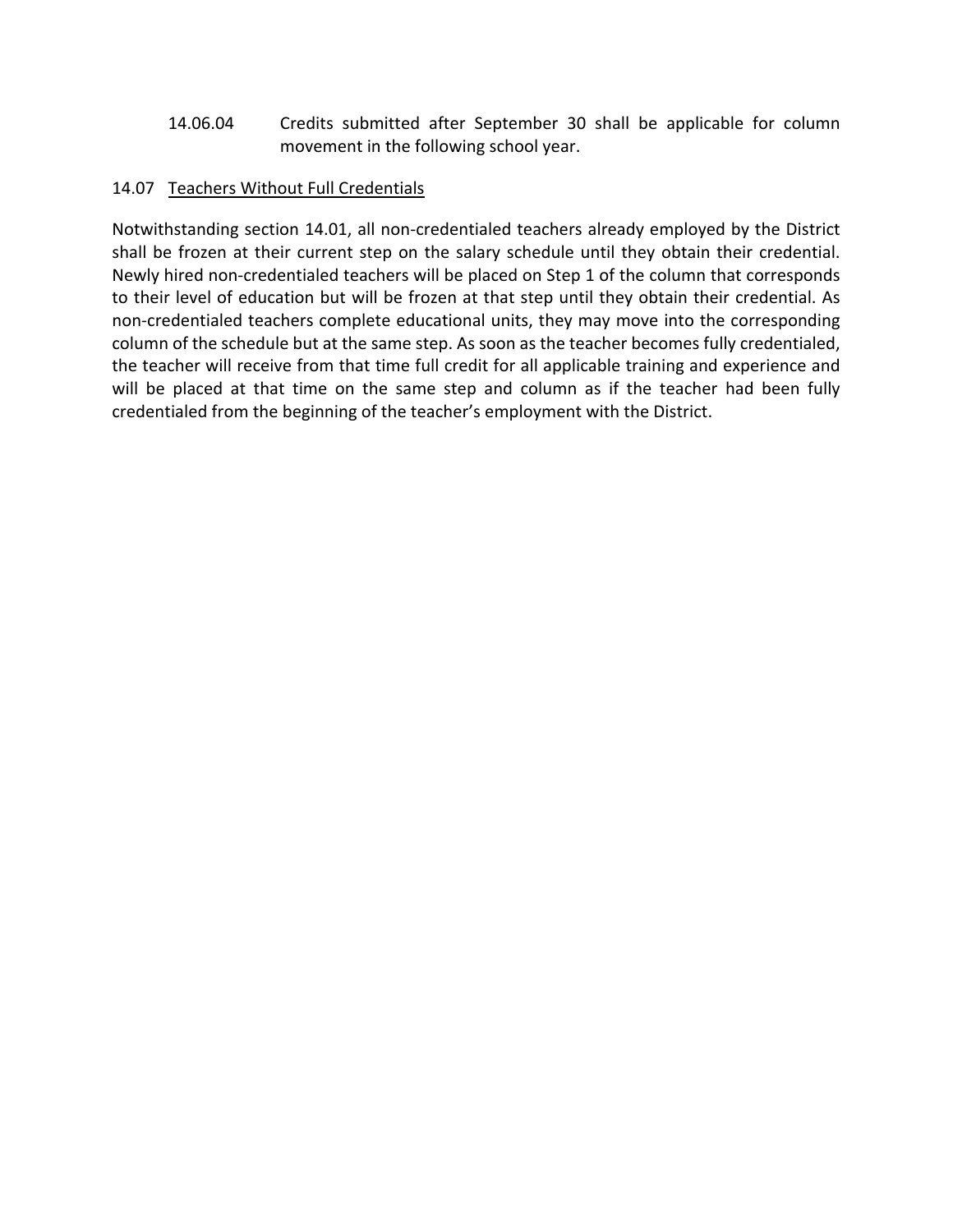14.06.04 Credits submitted after September 30 shall be applicable for column movement in the following school year.

14.07 Teachers Without Full Credentials

Notwithstanding section 14.01, all non-credentialed teachers already employed by the District shall be frozen at their current step on the salary schedule until they obtain their credential. Newly hired non-credentialed teachers will be placed on Step 1 of the column that corresponds to their level of education but will be frozen at that step until they obtain their credential. As non-credentialed teachers complete educational units, they may move into the corresponding column of the schedule but at the same step. As soon as the teacher becomes fully credentialed, the teacher will receive from that time full credit for all applicable training and experience and will be placed at that time on the same step and column as if the teacher had been fully credentialed from the beginning of the teacher's employment with the District.